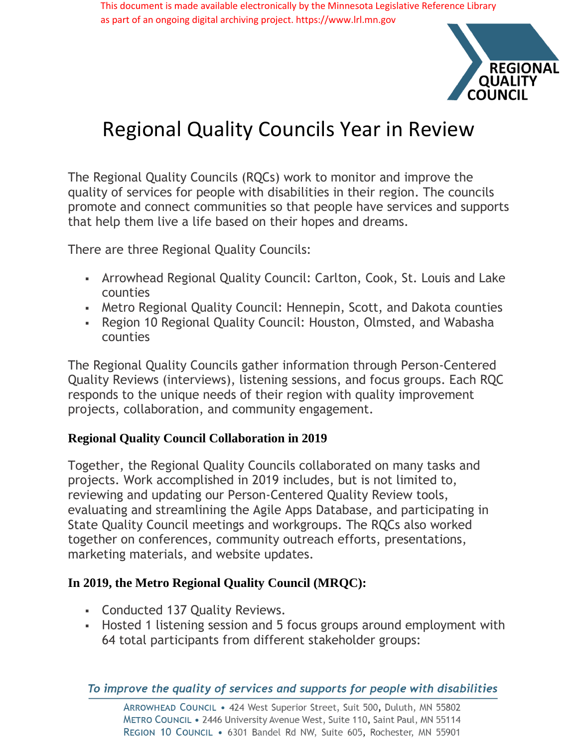This document is made available electronically by the Minnesota Legislative Reference Library as part of an ongoing digital archiving project. https://www.lrl.mn.gov

REGIONAL QUALITY COUNCIL

# Regional Quality Councils Year in Review

The Regional Quality Councils (RQCs) work to monitor and improve the quality of services for people with disabilities in their region. The councils promote and connect communities so that people have services and supports that help them live a life based on their hopes and dreams.

There are three Regional Quality Councils:

- Arrowhead Regional Quality Council: Carlton, Cook, St. Louis and Lake counties
- Metro Regional Quality Council: Hennepin, Scott, and Dakota counties
- Region 10 Regional Quality Council: Houston, Olmsted, and Wabasha counties

The Regional Quality Councils gather information through Person-Centered Quality Reviews (interviews), listening sessions, and focus groups. Each RQC responds to the unique needs of their region with quality improvement projects, collaboration, and community engagement.

## Regional Quality Council Collaboration in 2019

Together, the Regional Quality Councils collaborated on many tasks and projects. Work accomplished in 2019 includes, but is not limited to, reviewing and updating our Person-Centered Quality Review tools, evaluating and streamlining the Agile Apps Database, and participating in State Quality Council meetings and workgroups. The RQCs also worked together on conferences, community outreach efforts, presentations, marketing materials, and website updates.

## In 2019, the Metro Regional Quality Council (MRQC):

- Conducted 137 Quality Reviews.
- Hosted 1 listening session and 5 focus groups around employment with 64 total participants from different stakeholder groups:

*To improve the quality of services and supports for people with disabilities*

ARROWHEAD COUNCIL • 424 West Superior Street, Suit 500, Duluth, MN 55802
METRO COUNCIL • 2446 University Avenue West, Suite 110, Saint Paul, MN 55114
REGION 10 COUNCIL • 6301 Bandel Rd NW, Suite 605, Rochester, MN 55901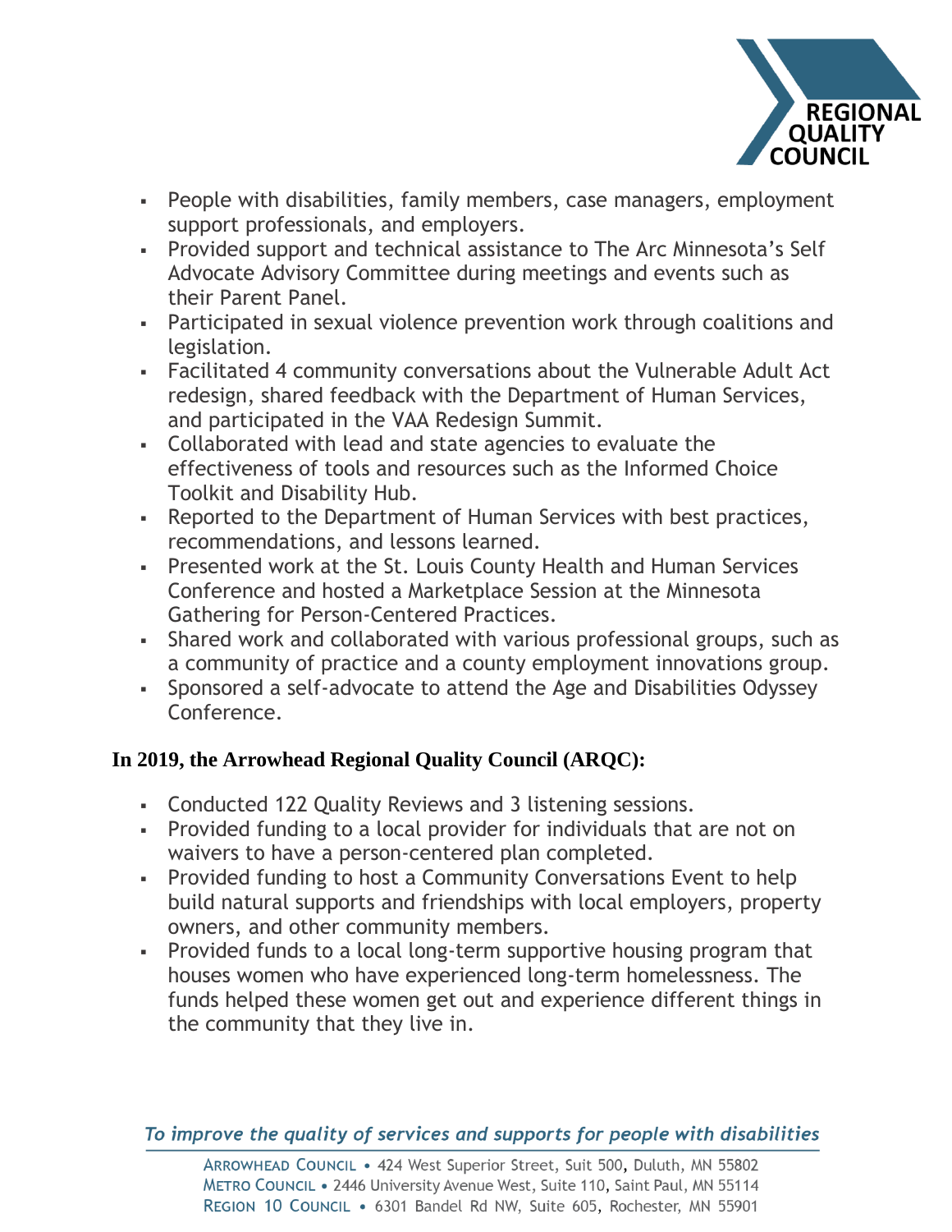- People with disabilities, family members, case managers, employment support professionals, and employers.
- Provided support and technical assistance to The Arc Minnesota's Self Advocate Advisory Committee during meetings and events such as their Parent Panel.
- Participated in sexual violence prevention work through coalitions and legislation.
- Facilitated 4 community conversations about the Vulnerable Adult Act redesign, shared feedback with the Department of Human Services, and participated in the VAA Redesign Summit.
- Collaborated with lead and state agencies to evaluate the effectiveness of tools and resources such as the Informed Choice Toolkit and Disability Hub.
- Reported to the Department of Human Services with best practices, recommendations, and lessons learned.
- Presented work at the St. Louis County Health and Human Services Conference and hosted a Marketplace Session at the Minnesota Gathering for Person-Centered Practices.
- Shared work and collaborated with various professional groups, such as a community of practice and a county employment innovations group.
- Sponsored a self-advocate to attend the Age and Disabilities Odyssey Conference.

**In 2019, the Arrowhead Regional Quality Council (ARQC):**

- Conducted 122 Quality Reviews and 3 listening sessions.
- Provided funding to a local provider for individuals that are not on waivers to have a person-centered plan completed.
- Provided funding to host a Community Conversations Event to help build natural supports and friendships with local employers, property owners, and other community members.
- Provided funds to a local long-term supportive housing program that houses women who have experienced long-term homelessness. The funds helped these women get out and experience different things in the community that they live in.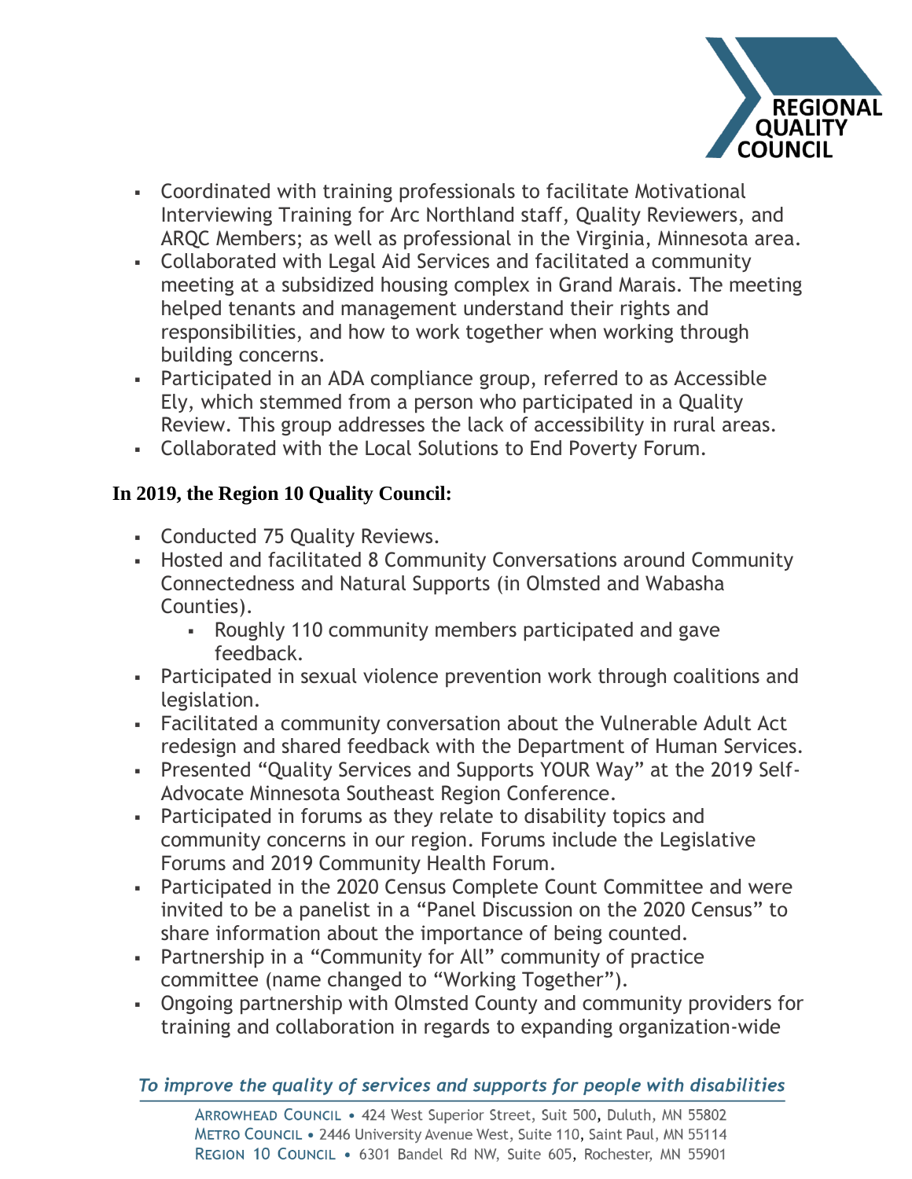- Coordinated with training professionals to facilitate Motivational Interviewing Training for Arc Northland staff, Quality Reviewers, and ARQC Members; as well as professional in the Virginia, Minnesota area.
- Collaborated with Legal Aid Services and facilitated a community meeting at a subsidized housing complex in Grand Marais. The meeting helped tenants and management understand their rights and responsibilities, and how to work together when working through building concerns.
- Participated in an ADA compliance group, referred to as Accessible Ely, which stemmed from a person who participated in a Quality Review. This group addresses the lack of accessibility in rural areas.
- Collaborated with the Local Solutions to End Poverty Forum.

**In 2019, the Region 10 Quality Council:**

- Conducted 75 Quality Reviews.
- Hosted and facilitated 8 Community Conversations around Community Connectedness and Natural Supports (in Olmsted and Wabasha Counties).
  - Roughly 110 community members participated and gave feedback.
- Participated in sexual violence prevention work through coalitions and legislation.
- Facilitated a community conversation about the Vulnerable Adult Act redesign and shared feedback with the Department of Human Services.
- Presented "Quality Services and Supports YOUR Way" at the 2019 Self-Advocate Minnesota Southeast Region Conference.
- Participated in forums as they relate to disability topics and community concerns in our region. Forums include the Legislative Forums and 2019 Community Health Forum.
- Participated in the 2020 Census Complete Count Committee and were invited to be a panelist in a "Panel Discussion on the 2020 Census" to share information about the importance of being counted.
- Partnership in a "Community for All" community of practice committee (name changed to "Working Together").
- Ongoing partnership with Olmsted County and community providers for training and collaboration in regards to expanding organization-wide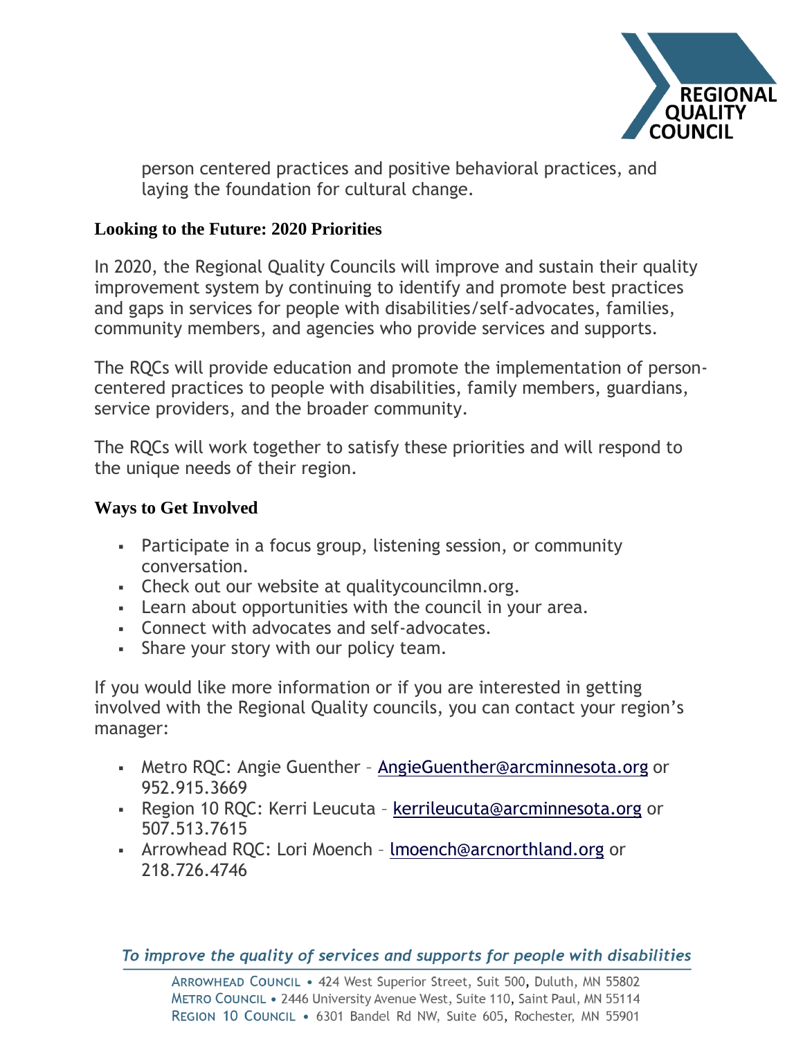person centered practices and positive behavioral practices, and laying the foundation for cultural change.

### Looking to the Future: 2020 Priorities

In 2020, the Regional Quality Councils will improve and sustain their quality improvement system by continuing to identify and promote best practices and gaps in services for people with disabilities/self-advocates, families, community members, and agencies who provide services and supports.

The RQCs will provide education and promote the implementation of person-centered practices to people with disabilities, family members, guardians, service providers, and the broader community.

The RQCs will work together to satisfy these priorities and will respond to the unique needs of their region.

### Ways to Get Involved

- Participate in a focus group, listening session, or community conversation.
- Check out our website at qualitycouncilmn.org.
- Learn about opportunities with the council in your area.
- Connect with advocates and self-advocates.
- Share your story with our policy team.

If you would like more information or if you are interested in getting involved with the Regional Quality councils, you can contact your region's manager:

- Metro RQC: Angie Guenther – AngieGuenther@arcminnesota.org or 952.915.3669
- Region 10 RQC: Kerri Leucuta – kerrileucuta@arcminnesota.org or 507.513.7615
- Arrowhead RQC: Lori Moench – lmoench@arcnorthland.org or 218.726.4746

*To improve the quality of services and supports for people with disabilities*

ARROWHEAD COUNCIL • 424 West Superior Street, Suit 500, Duluth, MN 55802
METRO COUNCIL • 2446 University Avenue West, Suite 110, Saint Paul, MN 55114
REGION 10 COUNCIL • 6301 Bandel Rd NW, Suite 605, Rochester, MN 55901